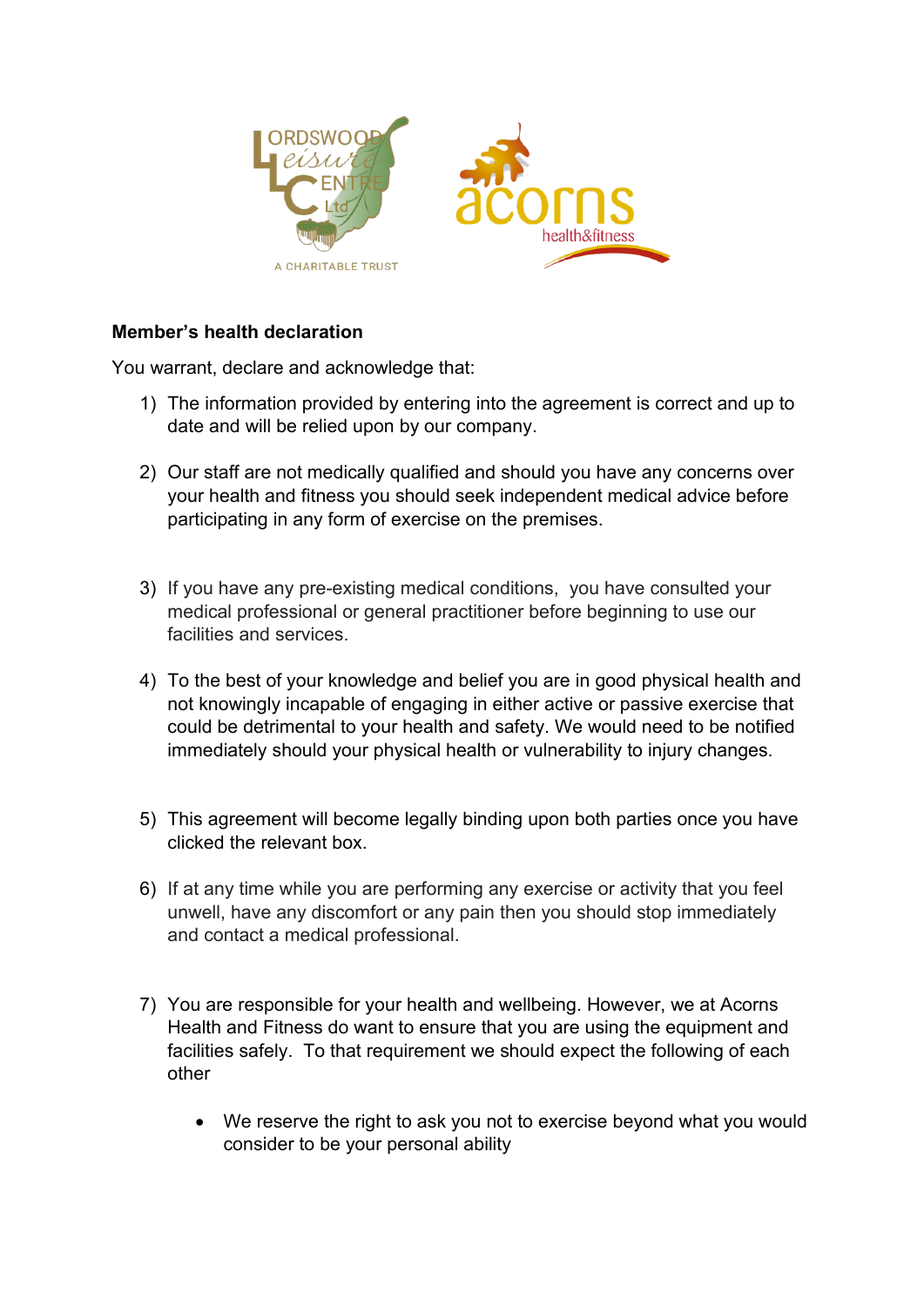**Member's health declaration**

You warrant, declare and acknowledge that:

1) The information provided by entering into the agreement is correct and up to date and will be relied upon by our company.

2) Our staff are not medically qualified and should you have any concerns over your health and fitness you should seek independent medical advice before participating in any form of exercise on the premises.

3) If you have any pre-existing medical conditions, you have consulted your medical professional or general practitioner before beginning to use our facilities and services.

4) To the best of your knowledge and belief you are in good physical health and not knowingly incapable of engaging in either active or passive exercise that could be detrimental to your health and safety. We would need to be notified immediately should your physical health or vulnerability to injury changes.

5) This agreement will become legally binding upon both parties once you have clicked the relevant box.

6) If at any time while you are performing any exercise or activity that you feel unwell, have any discomfort or any pain then you should stop immediately and contact a medical professional.

7) You are responsible for your health and wellbeing. However, we at Acorns Health and Fitness do want to ensure that you are using the equipment and facilities safely. To that requirement we should expect the following of each other

    - We reserve the right to ask you not to exercise beyond what you would consider to be your personal ability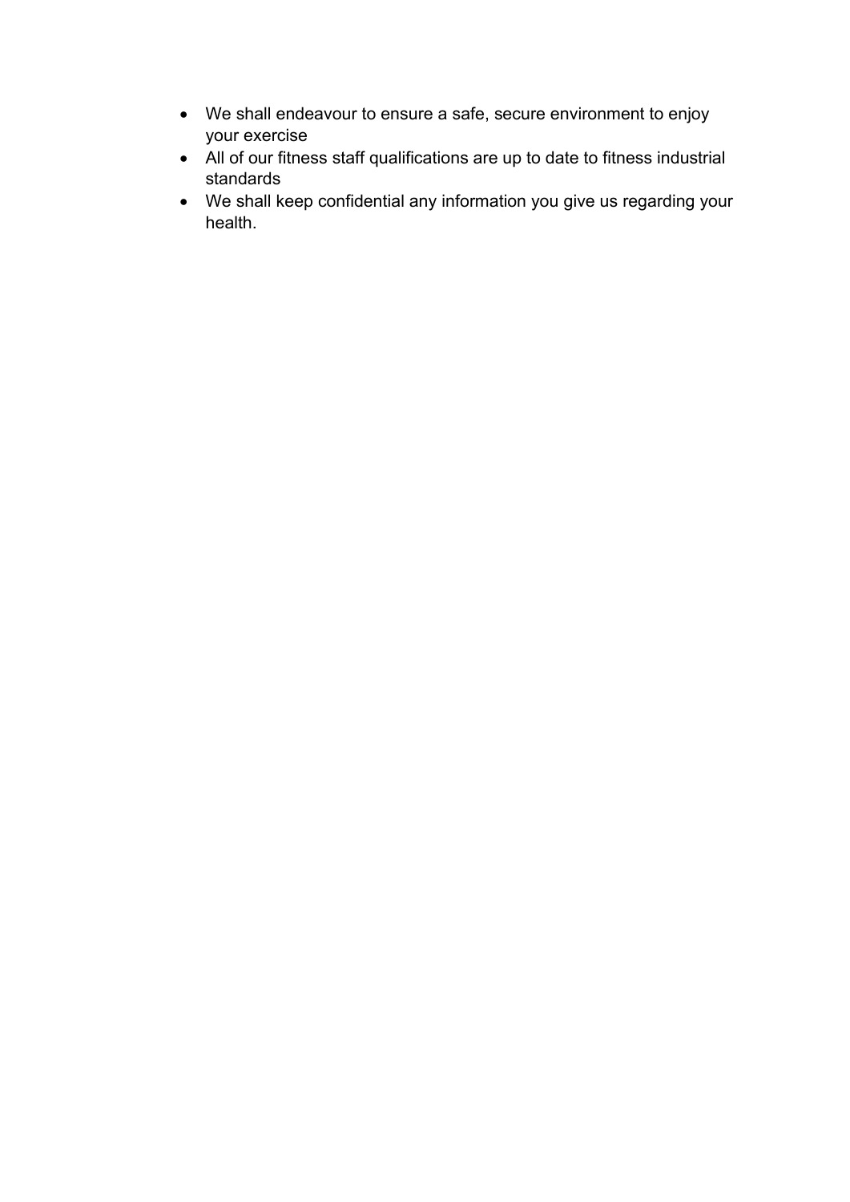- We shall endeavour to ensure a safe, secure environment to enjoy your exercise
- All of our fitness staff qualifications are up to date to fitness industrial standards
- We shall keep confidential any information you give us regarding your health.